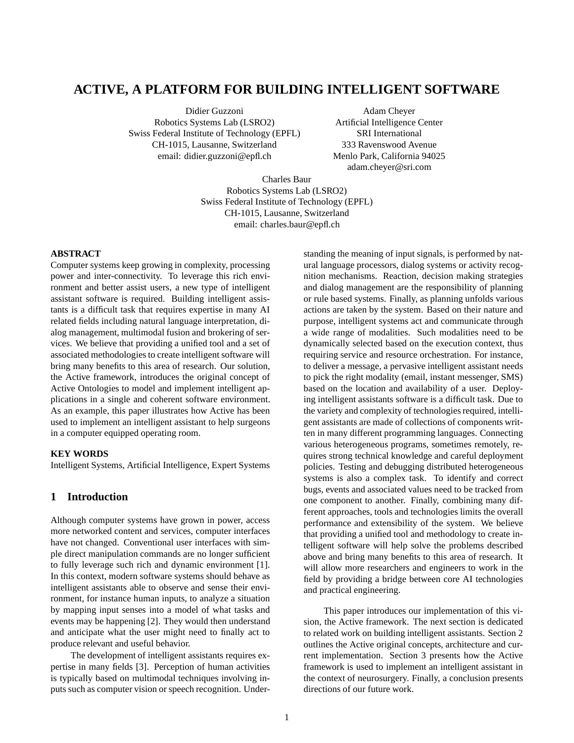# ACTIVE, A PLATFORM FOR BUILDING INTELLIGENT SOFTWARE

Didier Guzzoni
Robotics Systems Lab (LSRO2)
Swiss Federal Institute of Technology (EPFL)
CH-1015, Lausanne, Switzerland
email: didier.guzzoni@epfl.ch

Adam Cheyer
Artificial Intelligence Center
SRI International
333 Ravenswood Avenue
Menlo Park, California 94025
adam.cheyer@sri.com

Charles Baur
Robotics Systems Lab (LSRO2)
Swiss Federal Institute of Technology (EPFL)
CH-1015, Lausanne, Switzerland
email: charles.baur@epfl.ch

**ABSTRACT**

Computer systems keep growing in complexity, processing power and inter-connectivity. To leverage this rich environment and better assist users, a new type of intelligent assistant software is required. Building intelligent assistants is a difficult task that requires expertise in many AI related fields including natural language interpretation, dialog management, multimodal fusion and brokering of services. We believe that providing a unified tool and a set of associated methodologies to create intelligent software will bring many benefits to this area of research. Our solution, the Active framework, introduces the original concept of Active Ontologies to model and implement intelligent applications in a single and coherent software environment. As an example, this paper illustrates how Active has been used to implement an intelligent assistant to help surgeons in a computer equipped operating room.

**KEY WORDS**

Intelligent Systems, Artificial Intelligence, Expert Systems

## 1 Introduction

Although computer systems have grown in power, access more networked content and services, computer interfaces have not changed. Conventional user interfaces with simple direct manipulation commands are no longer sufficient to fully leverage such rich and dynamic environment [1]. In this context, modern software systems should behave as intelligent assistants able to observe and sense their environment, for instance human inputs, to analyze a situation by mapping input senses into a model of what tasks and events may be happening [2]. They would then understand and anticipate what the user might need to finally act to produce relevant and useful behavior.

The development of intelligent assistants requires expertise in many fields [3]. Perception of human activities is typically based on multimodal techniques involving inputs such as computer vision or speech recognition. Understanding the meaning of input signals, is performed by natural language processors, dialog systems or activity recognition mechanisms. Reaction, decision making strategies and dialog management are the responsibility of planning or rule based systems. Finally, as planning unfolds various actions are taken by the system. Based on their nature and purpose, intelligent systems act and communicate through a wide range of modalities. Such modalities need to be dynamically selected based on the execution context, thus requiring service and resource orchestration. For instance, to deliver a message, a pervasive intelligent assistant needs to pick the right modality (email, instant messenger, SMS) based on the location and availability of a user. Deploying intelligent assistants software is a difficult task. Due to the variety and complexity of technologies required, intelligent assistants are made of collections of components written in many different programming languages. Connecting various heterogeneous programs, sometimes remotely, requires strong technical knowledge and careful deployment policies. Testing and debugging distributed heterogeneous systems is also a complex task. To identify and correct bugs, events and associated values need to be tracked from one component to another. Finally, combining many different approaches, tools and technologies limits the overall performance and extensibility of the system. We believe that providing a unified tool and methodology to create intelligent software will help solve the problems described above and bring many benefits to this area of research. It will allow more researchers and engineers to work in the field by providing a bridge between core AI technologies and practical engineering.

This paper introduces our implementation of this vision, the Active framework. The next section is dedicated to related work on building intelligent assistants. Section 2 outlines the Active original concepts, architecture and current implementation. Section 3 presents how the Active framework is used to implement an intelligent assistant in the context of neurosurgery. Finally, a conclusion presents directions of our future work.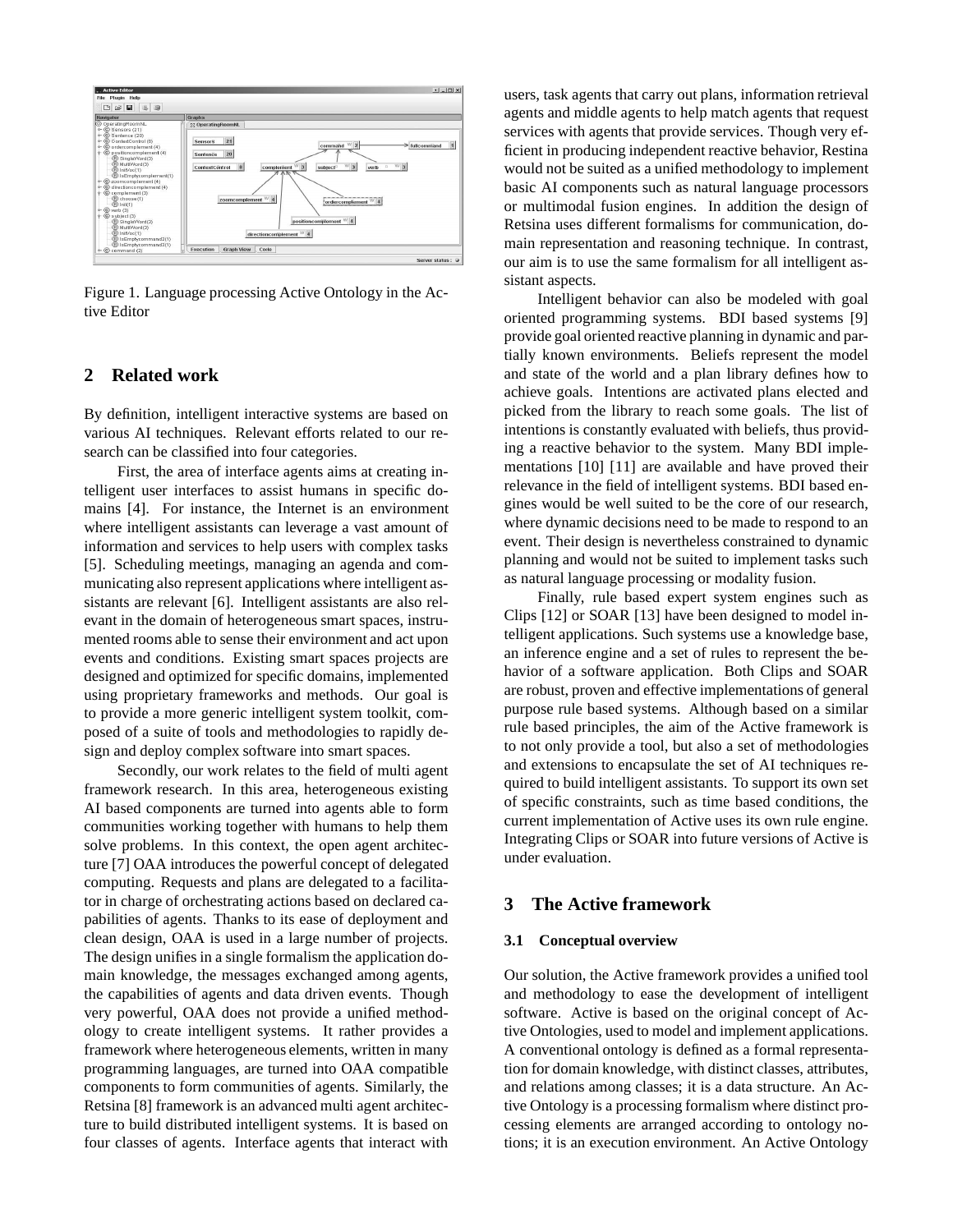Figure 1. Language processing Active Ontology in the Active Editor

## 2 Related work

By definition, intelligent interactive systems are based on various AI techniques. Relevant efforts related to our research can be classified into four categories.

First, the area of interface agents aims at creating intelligent user interfaces to assist humans in specific domains [4]. For instance, the Internet is an environment where intelligent assistants can leverage a vast amount of information and services to help users with complex tasks [5]. Scheduling meetings, managing an agenda and communicating also represent applications where intelligent assistants are relevant [6]. Intelligent assistants are also relevant in the domain of heterogeneous smart spaces, instrumented rooms able to sense their environment and act upon events and conditions. Existing smart spaces projects are designed and optimized for specific domains, implemented using proprietary frameworks and methods. Our goal is to provide a more generic intelligent system toolkit, composed of a suite of tools and methodologies to rapidly design and deploy complex software into smart spaces.

Secondly, our work relates to the field of multi agent framework research. In this area, heterogeneous existing AI based components are turned into agents able to form communities working together with humans to help them solve problems. In this context, the open agent architecture [7] OAA introduces the powerful concept of delegated computing. Requests and plans are delegated to a facilitator in charge of orchestrating actions based on declared capabilities of agents. Thanks to its ease of deployment and clean design, OAA is used in a large number of projects. The design unifies in a single formalism the application domain knowledge, the messages exchanged among agents, the capabilities of agents and data driven events. Though very powerful, OAA does not provide a unified methodology to create intelligent systems. It rather provides a framework where heterogeneous elements, written in many programming languages, are turned into OAA compatible components to form communities of agents. Similarly, the Retsina [8] framework is an advanced multi agent architecture to build distributed intelligent systems. It is based on four classes of agents. Interface agents that interact with users, task agents that carry out plans, information retrieval agents and middle agents to help match agents that request services with agents that provide services. Though very efficient in producing independent reactive behavior, Restina would not be suited as a unified methodology to implement basic AI components such as natural language processors or multimodal fusion engines. In addition the design of Retsina uses different formalisms for communication, domain representation and reasoning technique. In contrast, our aim is to use the same formalism for all intelligent assistant aspects.

Intelligent behavior can also be modeled with goal oriented programming systems. BDI based systems [9] provide goal oriented reactive planning in dynamic and partially known environments. Beliefs represent the model and state of the world and a plan library defines how to achieve goals. Intentions are activated plans elected and picked from the library to reach some goals. The list of intentions is constantly evaluated with beliefs, thus providing a reactive behavior to the system. Many BDI implementations [10] [11] are available and have proved their relevance in the field of intelligent systems. BDI based engines would be well suited to be the core of our research, where dynamic decisions need to be made to respond to an event. Their design is nevertheless constrained to dynamic planning and would not be suited to implement tasks such as natural language processing or modality fusion.

Finally, rule based expert system engines such as Clips [12] or SOAR [13] have been designed to model intelligent applications. Such systems use a knowledge base, an inference engine and a set of rules to represent the behavior of a software application. Both Clips and SOAR are robust, proven and effective implementations of general purpose rule based systems. Although based on a similar rule based principles, the aim of the Active framework is to not only provide a tool, but also a set of AI methodologies and extensions to encapsulate the set of AI techniques required to build intelligent assistants. To support its own set of specific constraints, such as time based conditions, the current implementation of Active uses its own rule engine. Integrating Clips or SOAR into future versions of Active is under evaluation.

## 3 The Active framework

### 3.1 Conceptual overview

Our solution, the Active framework provides a unified tool and methodology to ease the development of intelligent software. Active is based on the original concept of Active Ontologies, used to model and implement applications. A conventional ontology is defined as a formal representation for domain knowledge, with distinct classes, attributes, and relations among classes; it is a data structure. An Active Ontology is a processing formalism where distinct processing elements are arranged according to ontology notions; it is an execution environment. An Active Ontology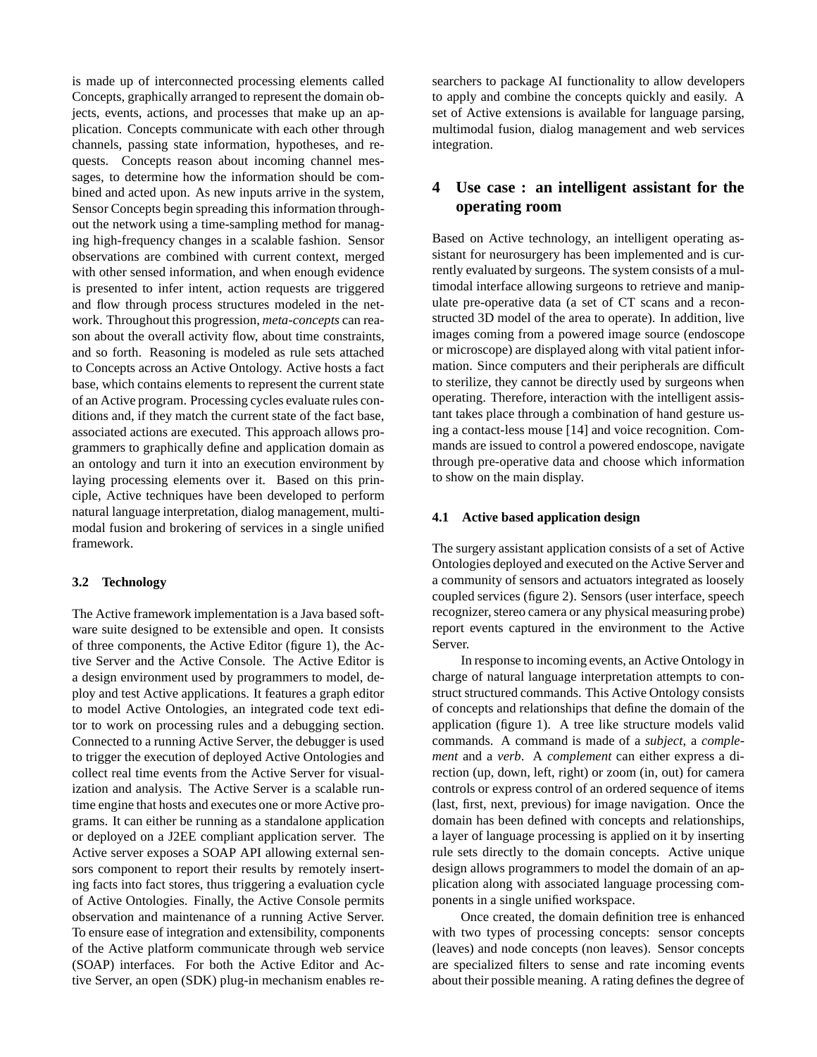is made up of interconnected processing elements called Concepts, graphically arranged to represent the domain objects, events, actions, and processes that make up an application. Concepts communicate with each other through channels, passing state information, hypotheses, and requests. Concepts reason about incoming channel messages, to determine how the information should be combined and acted upon. As new inputs arrive in the system, Sensor Concepts begin spreading this information throughout the network using a time-sampling method for managing high-frequency changes in a scalable fashion. Sensor observations are combined with current context, merged with other sensed information, and when enough evidence is presented to infer intent, action requests are triggered and flow through process structures modeled in the network. Throughout this progression, *meta-concepts* can reason about the overall activity flow, about time constraints, and so forth. Reasoning is modeled as rule sets attached to Concepts across an Active Ontology. Active hosts a fact base, which contains elements to represent the current state of an Active program. Processing cycles evaluate rules conditions and, if they match the current state of the fact base, associated actions are executed. This approach allows programmers to graphically define and application domain as an ontology and turn it into an execution environment by laying processing elements over it. Based on this principle, Active techniques have been developed to perform natural language interpretation, dialog management, multimodal fusion and brokering of services in a single unified framework.

### 3.2 Technology

The Active framework implementation is a Java based software suite designed to be extensible and open. It consists of three components, the Active Editor (figure 1), the Active Server and the Active Console. The Active Editor is a design environment used by programmers to model, deploy and test Active applications. It features a graph editor to model Active Ontologies, an integrated code text editor to work on processing rules and a debugging section. Connected to a running Active Server, the debugger is used to trigger the execution of deployed Active Ontologies and collect real time events from the Active Server for visualization and analysis. The Active Server is a scalable runtime engine that hosts and executes one or more Active programs. It can either be running as a standalone application or deployed on a J2EE compliant application server. The Active server exposes a SOAP API allowing external sensors component to report their results by remotely inserting facts into fact stores, thus triggering a evaluation cycle of Active Ontologies. Finally, the Active Console permits observation and maintenance of a running Active Server. To ensure ease of integration and extensibility, components of the Active platform communicate through web service (SOAP) interfaces. For both the Active Editor and Active Server, an open (SDK) plug-in mechanism enables researchers to package AI functionality to allow developers to apply and combine the concepts quickly and easily. A set of Active extensions is available for language parsing, multimodal fusion, dialog management and web services integration.

## 4 Use case : an intelligent assistant for the operating room

Based on Active technology, an intelligent operating assistant for neurosurgery has been implemented and is currently evaluated by surgeons. The system consists of a multimodal interface allowing surgeons to retrieve and manipulate pre-operative data (a set of CT scans and a reconstructed 3D model of the area to operate). In addition, live images coming from a powered image source (endoscope or microscope) are displayed along with vital patient information. Since computers and their peripherals are difficult to sterilize, they cannot be directly used by surgeons when operating. Therefore, interaction with the intelligent assistant takes place through a combination of hand gesture using a contact-less mouse [14] and voice recognition. Commands are issued to control a powered endoscope, navigate through pre-operative data and choose which information to show on the main display.

### 4.1 Active based application design

The surgery assistant application consists of a set of Active Ontologies deployed and executed on the Active Server and a community of sensors and actuators integrated as loosely coupled services (figure 2). Sensors (user interface, speech recognizer, stereo camera or any physical measuring probe) report events captured in the environment to the Active Server.

In response to incoming events, an Active Ontology in charge of natural language interpretation attempts to construct structured commands. This Active Ontology consists of concepts and relationships that define the domain of the application (figure 1). A tree like structure models valid commands. A command is made of a *subject*, a *complement* and a *verb*. A *complement* can either express a direction (up, down, left, right) or zoom (in, out) for camera controls or express control of an ordered sequence of items (last, first, next, previous) for image navigation. Once the domain has been defined with concepts and relationships, a layer of language processing is applied on it by inserting rule sets directly to the domain concepts. Active unique design allows programmers to model the domain of an application along with associated language processing components in a single unified workspace.

Once created, the domain definition tree is enhanced with two types of processing concepts: sensor concepts (leaves) and node concepts (non leaves). Sensor concepts are specialized filters to sense and rate incoming events about their possible meaning. A rating defines the degree of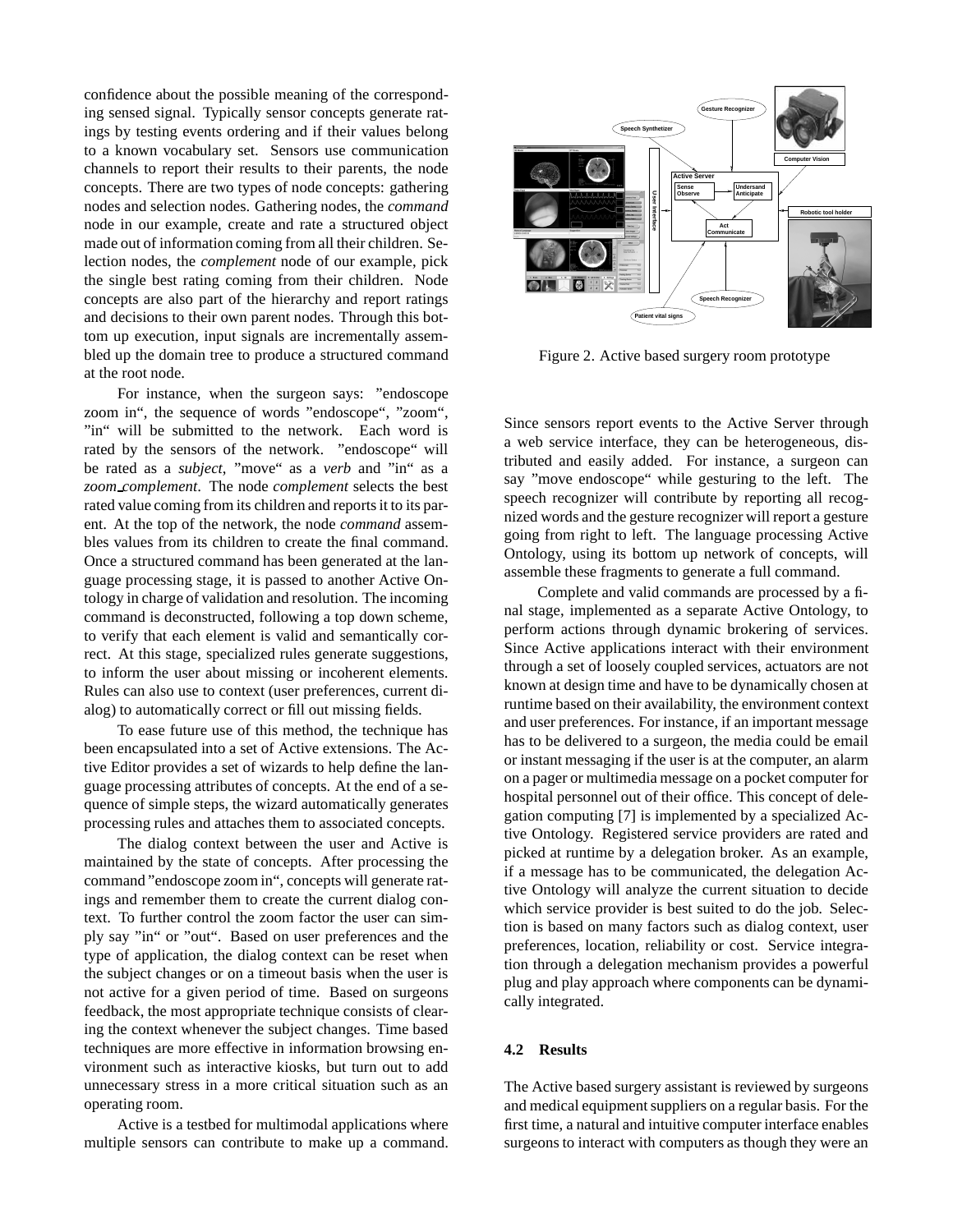confidence about the possible meaning of the corresponding sensed signal. Typically sensor concepts generate ratings by testing events ordering and if their values belong to a known vocabulary set. Sensors use communication channels to report their results to their parents, the node concepts. There are two types of node concepts: gathering nodes and selection nodes. Gathering nodes, the *command* node in our example, create and rate a structured object made out of information coming from all their children. Selection nodes, the *complement* node of our example, pick the single best rating coming from their children. Node concepts are also part of the hierarchy and report ratings and decisions to their own parent nodes. Through this bottom up execution, input signals are incrementally assembled up the domain tree to produce a structured command at the root node.

For instance, when the surgeon says: "endoscope zoom in", the sequence of words "endoscope", "zoom", "in" will be submitted to the network. Each word is rated by the sensors of the network. "endoscope" will be rated as a *subject*, "move" as a *verb* and "in" as a *zoom_complement*. The node *complement* selects the best rated value coming from its children and reports it to its parent. At the top of the network, the node *command* assembles values from its children to create the final command. Once a structured command has been generated at the language processing stage, it is passed to another Active Ontology in charge of validation and resolution. The incoming command is deconstructed, following a top down scheme, to verify that each element is valid and semantically correct. At this stage, specialized rules generate suggestions, to inform the user about missing or incoherent elements. Rules can also use to context (user preferences, current dialog) to automatically correct or fill out missing fields.

To ease future use of this method, the technique has been encapsulated into a set of Active extensions. The Active Editor provides a set of wizards to help define the language processing attributes of concepts. At the end of a sequence of simple steps, the wizard automatically generates processing rules and attaches them to associated concepts.

The dialog context between the user and Active is maintained by the state of concepts. After processing the command "endoscope zoom in", concepts will generate ratings and remember them to create the current dialog context. To further control the zoom factor the user can simply say "in" or "out". Based on user preferences and the type of application, the dialog context can be reset when the subject changes or on a timeout basis when the user is not active for a given period of time. Based on surgeons feedback, the most appropriate technique consists of clearing the context whenever the subject changes. Time based techniques are more effective in information browsing environment such as interactive kiosks, but turn out to add unnecessary stress in a more critical situation such as an operating room.

Active is a testbed for multimodal applications where multiple sensors can contribute to make up a command.

Figure 2. Active based surgery room prototype

Since sensors report events to the Active Server through a web service interface, they can be heterogeneous, distributed and easily added. For instance, a surgeon can say "move endoscope" while gesturing to the left. The speech recognizer will contribute by reporting all recognized words and the gesture recognizer will report a gesture going from right to left. The language processing Active Ontology, using its bottom up network of concepts, will assemble these fragments to generate a full command.

Complete and valid commands are processed by a final stage, implemented as a separate Active Ontology, to perform actions through dynamic brokering of services. Since Active applications interact with their environment through a set of loosely coupled services, actuators are not known at design time and have to be dynamically chosen at runtime based on their availability, the environment context and user preferences. For instance, if an important message has to be delivered to a surgeon, the media could be email or instant messaging if the user is at the computer, an alarm on a pager or multimedia message on a pocket computer for hospital personnel out of their office. This concept of delegation computing [7] is implemented by a specialized Active Ontology. Registered service providers are rated and picked at runtime by a delegation broker. As an example, if a message has to be communicated, the delegation Active Ontology will analyze the current situation to decide which service provider is best suited to do the job. Selection is based on many factors such as dialog context, user preferences, location, reliability or cost. Service integration through a delegation mechanism provides a powerful plug and play approach where components can be dynamically integrated.

### 4.2 Results

The Active based surgery assistant is reviewed by surgeons and medical equipment suppliers on a regular basis. For the first time, a natural and intuitive computer interface enables surgeons to interact with computers as though they were an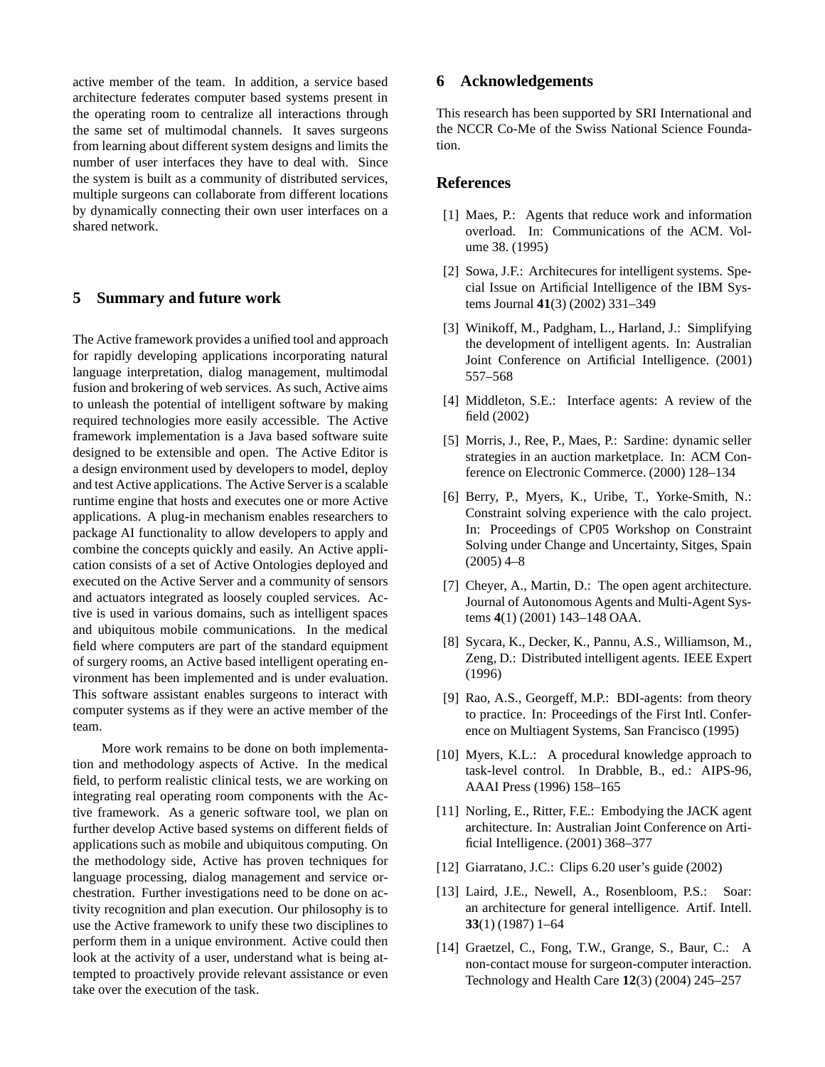active member of the team. In addition, a service based architecture federates computer based systems present in the operating room to centralize all interactions through the same set of multimodal channels. It saves surgeons from learning about different system designs and limits the number of user interfaces they have to deal with. Since the system is built as a community of distributed services, multiple surgeons can collaborate from different locations by dynamically connecting their own user interfaces on a shared network.

## 5 Summary and future work

The Active framework provides a unified tool and approach for rapidly developing applications incorporating natural language interpretation, dialog management, multimodal fusion and brokering of web services. As such, Active aims to unleash the potential of intelligent software by making required technologies more easily accessible. The Active framework implementation is a Java based software suite designed to be extensible and open. The Active Editor is a design environment used by developers to model, deploy and test Active applications. The Active Server is a scalable runtime engine that hosts and executes one or more Active applications. A plug-in mechanism enables researchers to package AI functionality to allow developers to apply and combine the concepts quickly and easily. An Active application consists of a set of Active Ontologies deployed and executed on the Active Server and a community of sensors and actuators integrated as loosely coupled services. Active is used in various domains, such as intelligent spaces and ubiquitous mobile communications. In the medical field where computers are part of the standard equipment of surgery rooms, an Active based intelligent operating environment has been implemented and is under evaluation. This software assistant enables surgeons to interact with computer systems as if they were an active member of the team.

More work remains to be done on both implementation and methodology aspects of Active. In the medical field, to perform realistic clinical tests, we are working on integrating real operating room components with the Active framework. As a generic software tool, we plan on further develop Active based systems on different fields of applications such as mobile and ubiquitous computing. On the methodology side, Active has proven techniques for language processing, dialog management and service orchestration. Further investigations need to be done on activity recognition and plan execution. Our philosophy is to use the Active framework to unify these two disciplines to perform them in a unique environment. Active could then look at the activity of a user, understand what is being attempted to proactively provide relevant assistance or even take over the execution of the task.

## 6 Acknowledgements

This research has been supported by SRI International and the NCCR Co-Me of the Swiss National Science Foundation.

## References

[1] Maes, P.: Agents that reduce work and information overload. In: Communications of the ACM. Volume 38. (1995)

[2] Sowa, J.F.: Architecures for intelligent systems. Special Issue on Artificial Intelligence of the IBM Systems Journal **41**(3) (2002) 331–349

[3] Winikoff, M., Padgham, L., Harland, J.: Simplifying the development of intelligent agents. In: Australian Joint Conference on Artificial Intelligence. (2001) 557–568

[4] Middleton, S.E.: Interface agents: A review of the field (2002)

[5] Morris, J., Ree, P., Maes, P.: Sardine: dynamic seller strategies in an auction marketplace. In: ACM Conference on Electronic Commerce. (2000) 128–134

[6] Berry, P., Myers, K., Uribe, T., Yorke-Smith, N.: Constraint solving experience with the calo project. In: Proceedings of CP05 Workshop on Constraint Solving under Change and Uncertainty, Sitges, Spain (2005) 4–8

[7] Cheyer, A., Martin, D.: The open agent architecture. Journal of Autonomous Agents and Multi-Agent Systems **4**(1) (2001) 143–148 OAA.

[8] Sycara, K., Decker, K., Pannu, A.S., Williamson, M., Zeng, D.: Distributed intelligent agents. IEEE Expert (1996)

[9] Rao, A.S., Georgeff, M.P.: BDI-agents: from theory to practice. In: Proceedings of the First Intl. Conference on Multiagent Systems, San Francisco (1995)

[10] Myers, K.L.: A procedural knowledge approach to task-level control. In Drabble, B., ed.: AIPS-96, AAAI Press (1996) 158–165

[11] Norling, E., Ritter, F.E.: Embodying the JACK agent architecture. In: Australian Joint Conference on Artificial Intelligence. (2001) 368–377

[12] Giarratano, J.C.: Clips 6.20 user's guide (2002)

[13] Laird, J.E., Newell, A., Rosenbloom, P.S.: Soar: an architecture for general intelligence. Artif. Intell. **33**(1) (1987) 1–64

[14] Graetzel, C., Fong, T.W., Grange, S., Baur, C.: A non-contact mouse for surgeon-computer interaction. Technology and Health Care **12**(3) (2004) 245–257